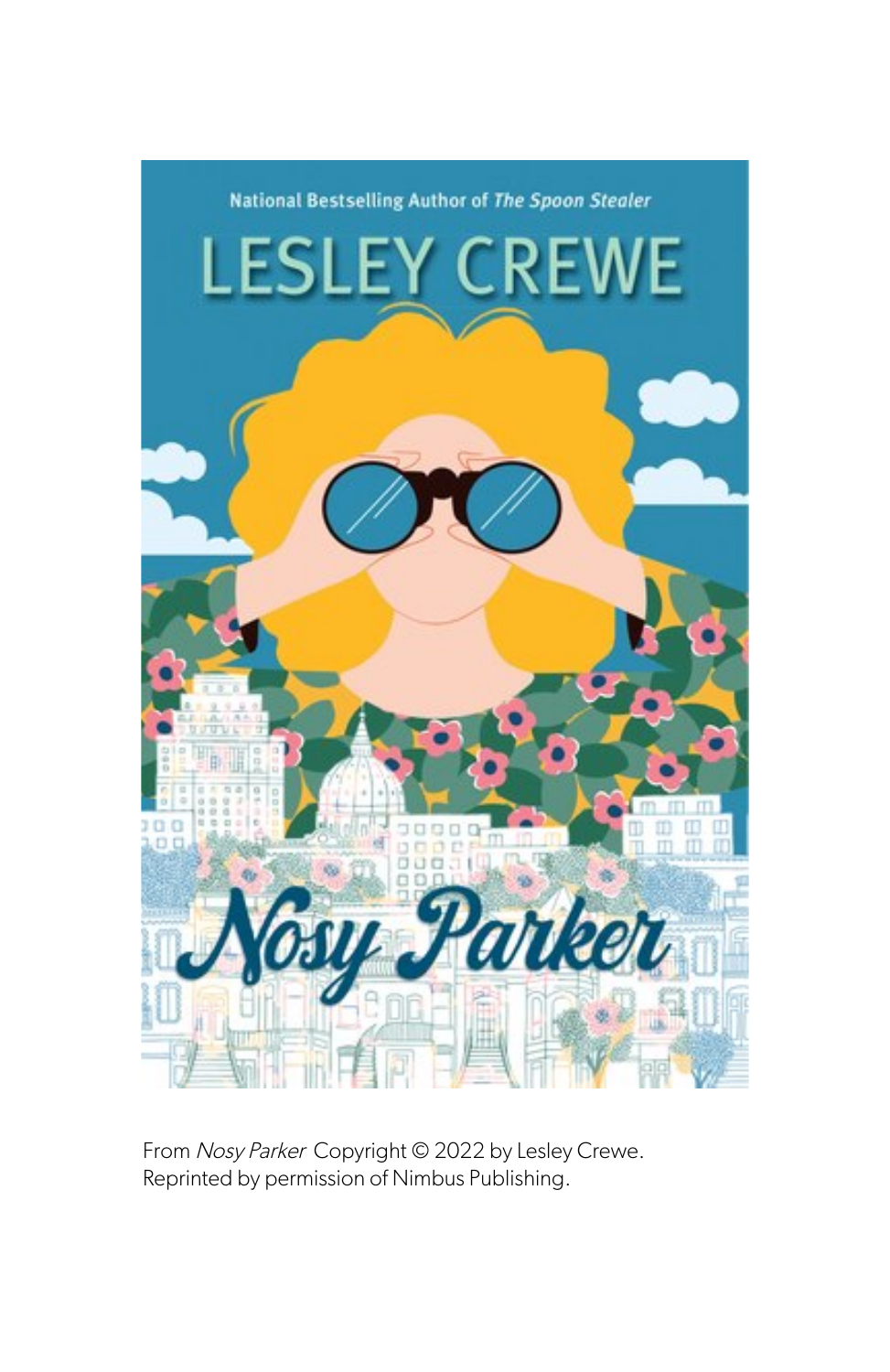National Bestselling Author of *The Spoon Stealer*

# LESLEY CREWE

# Nosy Parker

From *Nosy Parker* Copyright © 2022 by Lesley Crewe.
Reprinted by permission of Nimbus Publishing.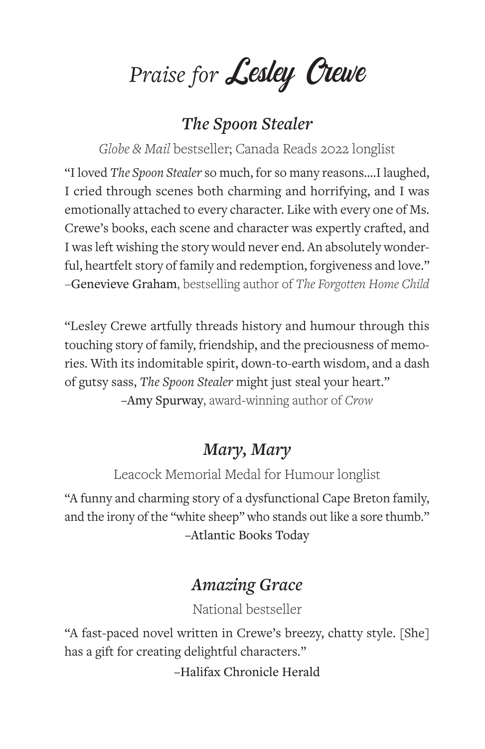# *Praise for* Lesley Crewe

## *The Spoon Stealer*

*Globe & Mail* bestseller; Canada Reads 2022 longlist

"I loved *The Spoon Stealer* so much, for so many reasons....I laughed, I cried through scenes both charming and horrifying, and I was emotionally attached to every character. Like with every one of Ms. Crewe's books, each scene and character was expertly crafted, and I was left wishing the story would never end. An absolutely wonderful, heartfelt story of family and redemption, forgiveness and love."
–**Genevieve Graham**, bestselling author of *The Forgotten Home Child*

"Lesley Crewe artfully threads history and humour through this touching story of family, friendship, and the preciousness of memories. With its indomitable spirit, down-to-earth wisdom, and a dash of gutsy sass, *The Spoon Stealer* might just steal your heart."
–**Amy Spurway**, award-winning author of *Crow*

## *Mary, Mary*

Leacock Memorial Medal for Humour longlist

"A funny and charming story of a dysfunctional Cape Breton family, and the irony of the "white sheep" who stands out like a sore thumb."
–Atlantic Books Today

## *Amazing Grace*

National bestseller

"A fast-paced novel written in Crewe's breezy, chatty style. [She] has a gift for creating delightful characters."
–Halifax Chronicle Herald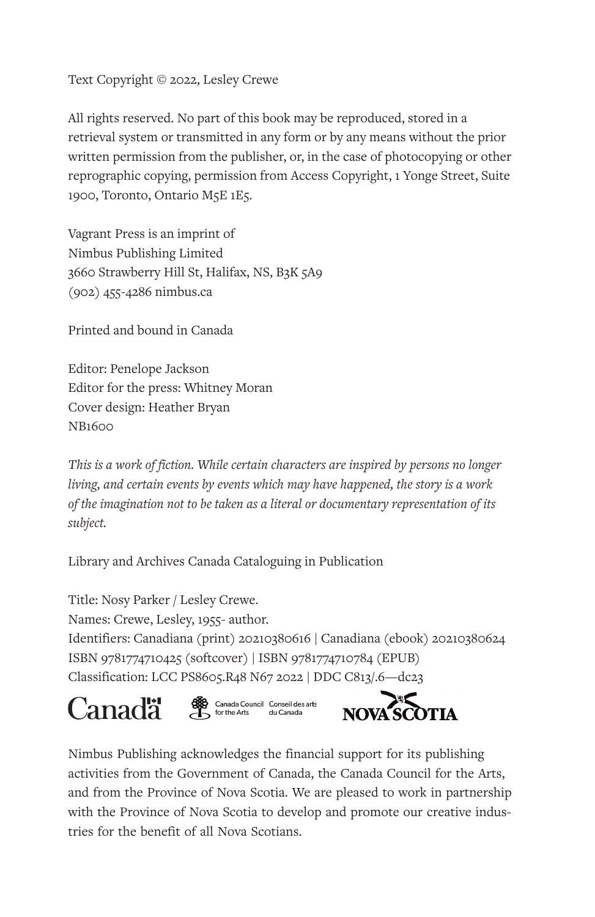Text Copyright © 2022, Lesley Crewe

All rights reserved. No part of this book may be reproduced, stored in a retrieval system or transmitted in any form or by any means without the prior written permission from the publisher, or, in the case of photocopying or other reprographic copying, permission from Access Copyright, 1 Yonge Street, Suite 1900, Toronto, Ontario M5E 1E5.

Vagrant Press is an imprint of
Nimbus Publishing Limited
3660 Strawberry Hill St, Halifax, NS, B3K 5A9
(902) 455-4286 nimbus.ca

Printed and bound in Canada

Editor: Penelope Jackson
Editor for the press: Whitney Moran
Cover design: Heather Bryan
NB1600

*This is a work of fiction. While certain characters are inspired by persons no longer living, and certain events by events which may have happened, the story is a work of the imagination not to be taken as a literal or documentary representation of its subject.*

Library and Archives Canada Cataloguing in Publication

Title: Nosy Parker / Lesley Crewe.
Names: Crewe, Lesley, 1955- author.
Identifiers: Canadiana (print) 20210380616 | Canadiana (ebook) 20210380624
ISBN 9781774710425 (softcover) | ISBN 9781774710784 (EPUB)
Classification: LCC PS8605.R48 N67 2022 | DDC C813/.6—dc23

Canada | Canada Council for the Arts | Conseil des arts du Canada | NOVA SCOTIA

Nimbus Publishing acknowledges the financial support for its publishing activities from the Government of Canada, the Canada Council for the Arts, and from the Province of Nova Scotia. We are pleased to work in partnership with the Province of Nova Scotia to develop and promote our creative industries for the benefit of all Nova Scotians.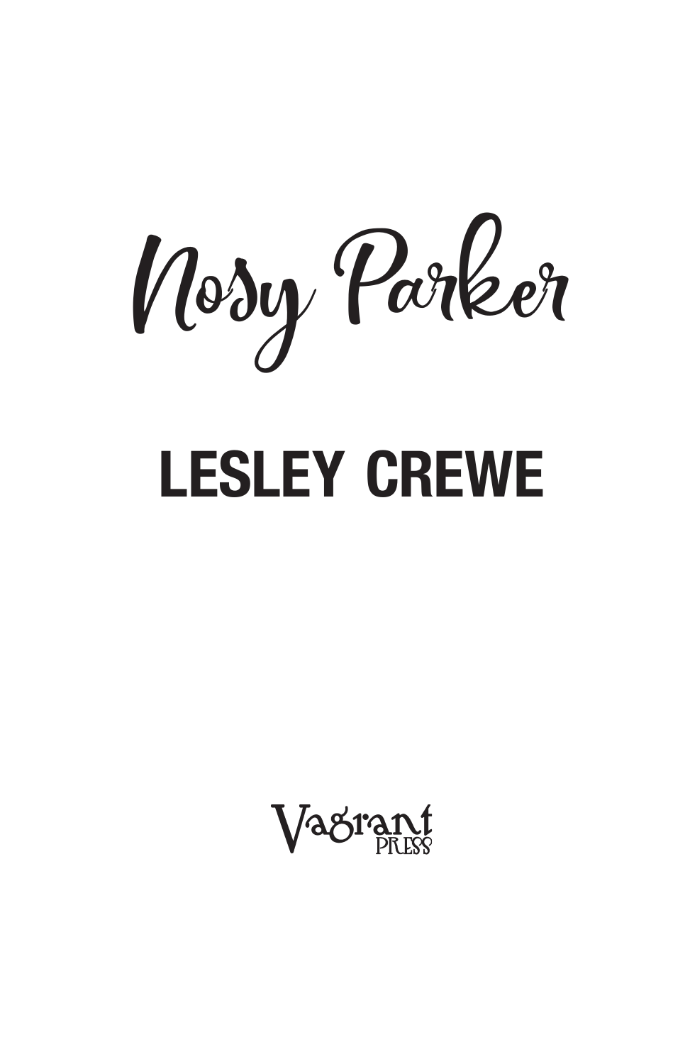# Nosy Parker

## LESLEY CREWE

Vagrant PRESS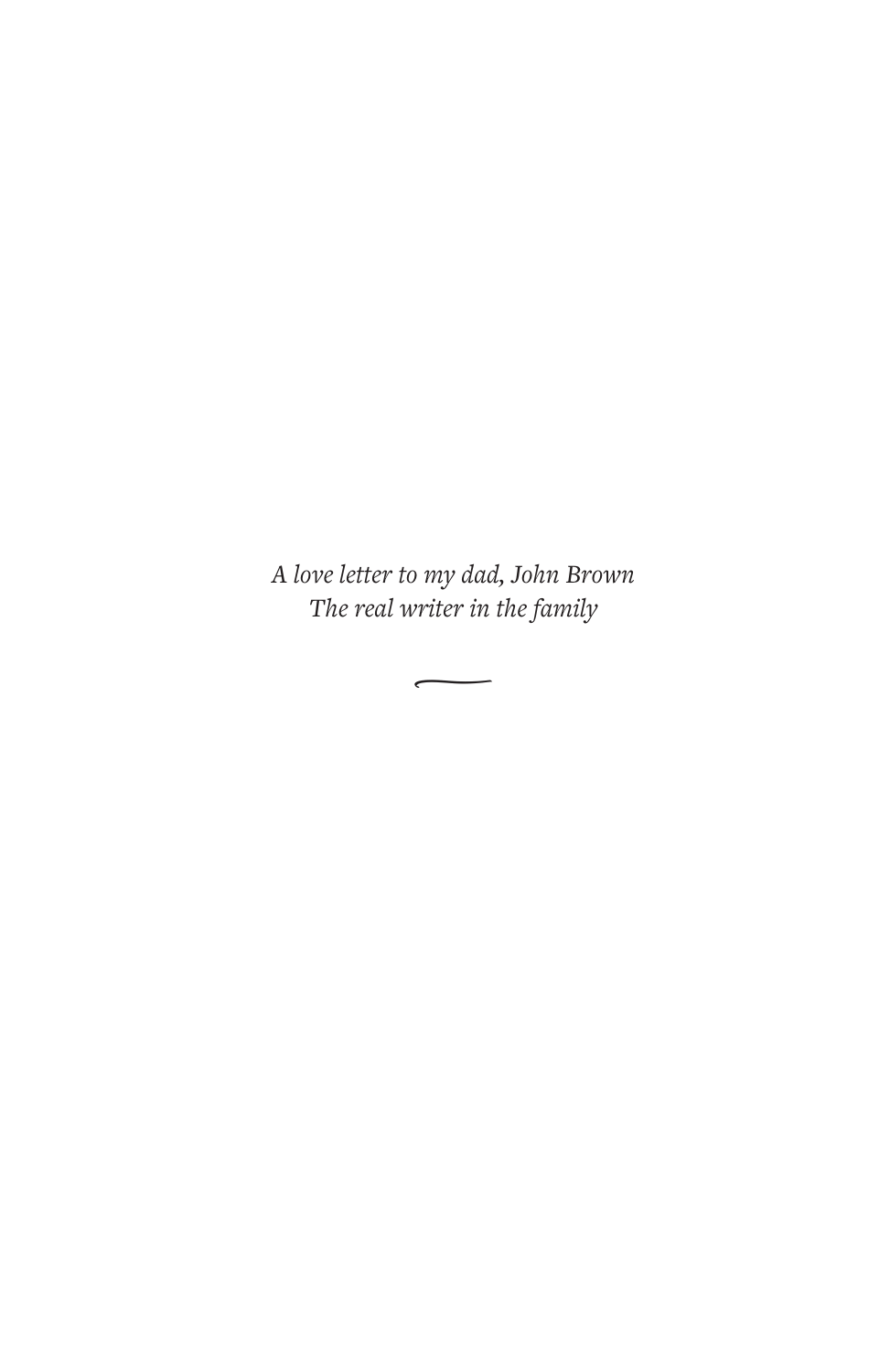*A love letter to my dad, John Brown*
*The real writer in the family*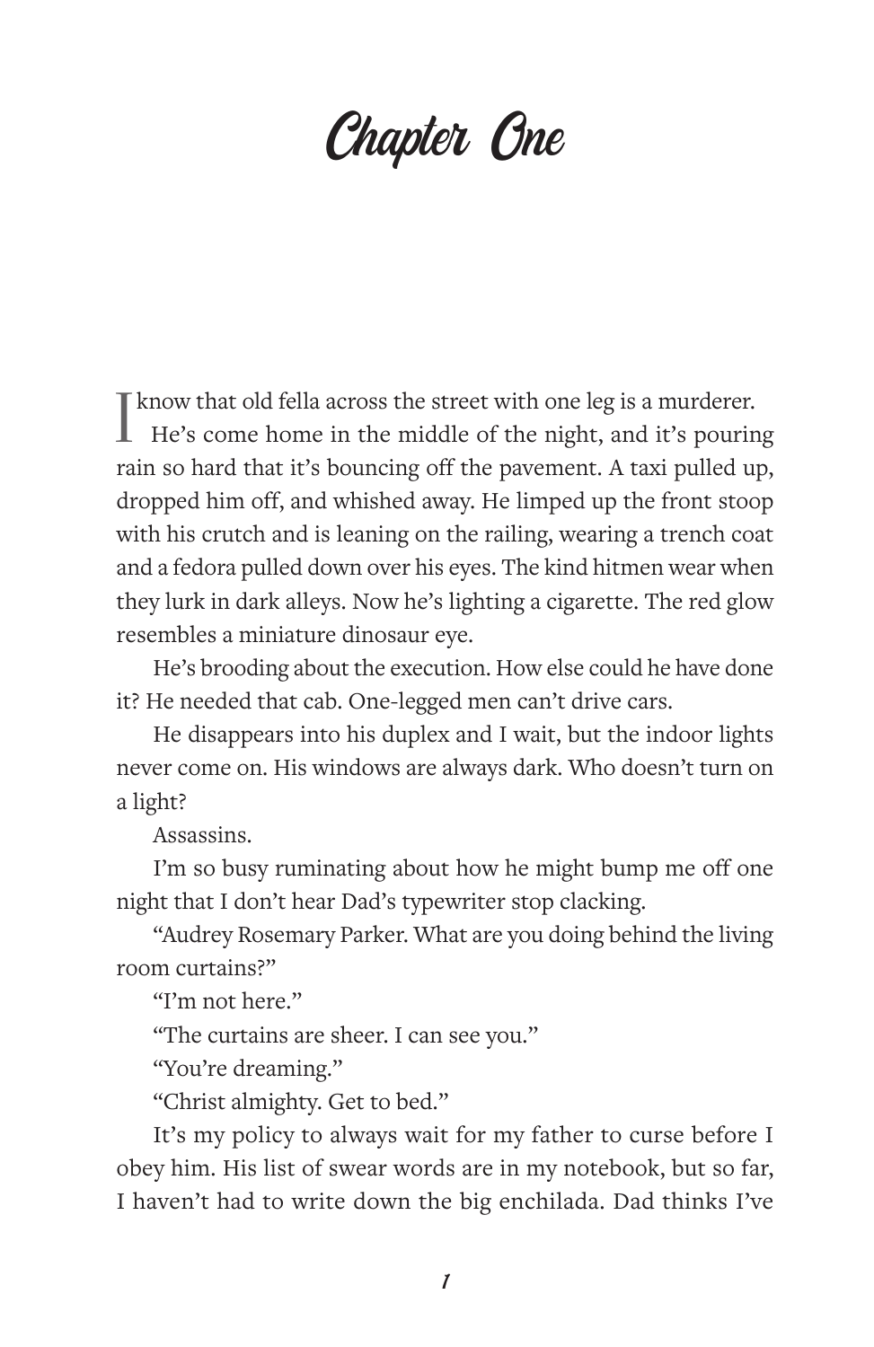# Chapter One

I know that old fella across the street with one leg is a murderer.

He's come home in the middle of the night, and it's pouring rain so hard that it's bouncing off the pavement. A taxi pulled up, dropped him off, and whished away. He limped up the front stoop with his crutch and is leaning on the railing, wearing a trench coat and a fedora pulled down over his eyes. The kind hitmen wear when they lurk in dark alleys. Now he's lighting a cigarette. The red glow resembles a miniature dinosaur eye.

He's brooding about the execution. How else could he have done it? He needed that cab. One-legged men can't drive cars.

He disappears into his duplex and I wait, but the indoor lights never come on. His windows are always dark. Who doesn't turn on a light?

Assassins.

I'm so busy ruminating about how he might bump me off one night that I don't hear Dad's typewriter stop clacking.

"Audrey Rosemary Parker. What are you doing behind the living room curtains?"

"I'm not here."

"The curtains are sheer. I can see you."

"You're dreaming."

"Christ almighty. Get to bed."

It's my policy to always wait for my father to curse before I obey him. His list of swear words are in my notebook, but so far, I haven't had to write down the big enchilada. Dad thinks I've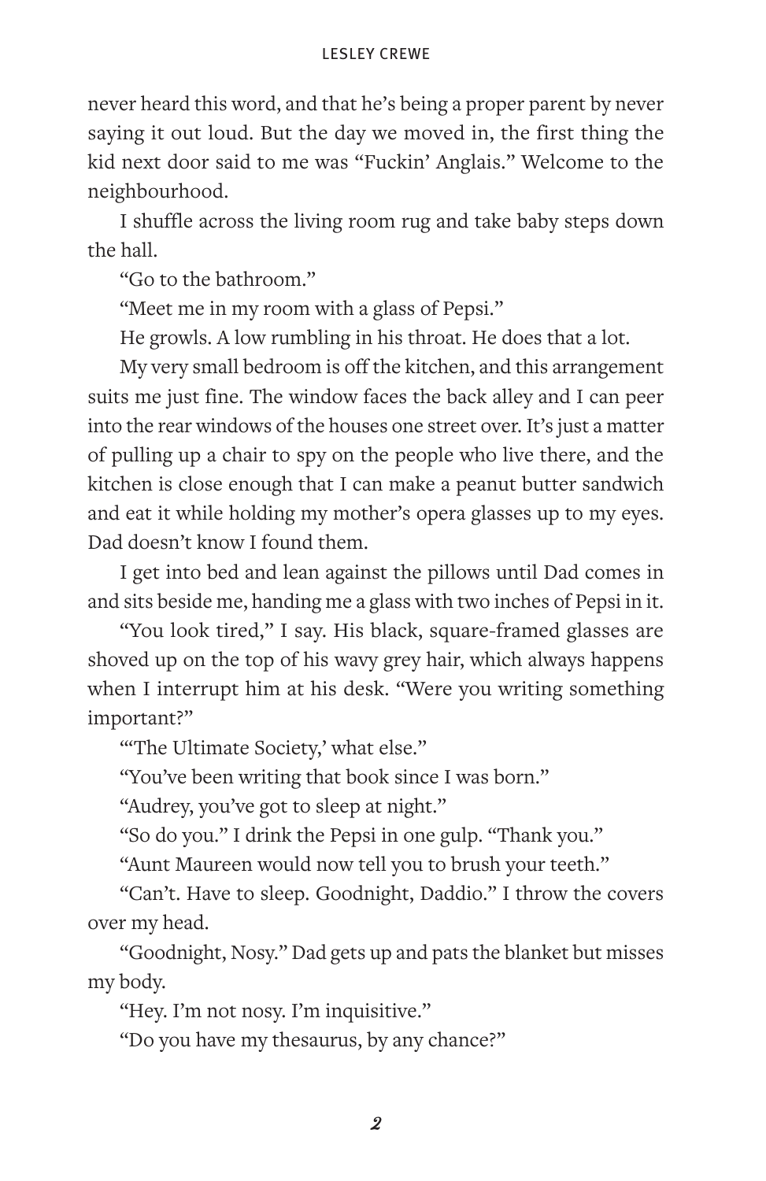never heard this word, and that he's being a proper parent by never saying it out loud. But the day we moved in, the first thing the kid next door said to me was "Fuckin' Anglais." Welcome to the neighbourhood.

I shuffle across the living room rug and take baby steps down the hall.

"Go to the bathroom."

"Meet me in my room with a glass of Pepsi."

He growls. A low rumbling in his throat. He does that a lot.

My very small bedroom is off the kitchen, and this arrangement suits me just fine. The window faces the back alley and I can peer into the rear windows of the houses one street over. It's just a matter of pulling up a chair to spy on the people who live there, and the kitchen is close enough that I can make a peanut butter sandwich and eat it while holding my mother's opera glasses up to my eyes. Dad doesn't know I found them.

I get into bed and lean against the pillows until Dad comes in and sits beside me, handing me a glass with two inches of Pepsi in it.

"You look tired," I say. His black, square-framed glasses are shoved up on the top of his wavy grey hair, which always happens when I interrupt him at his desk. "Were you writing something important?"

"'The Ultimate Society,' what else."

"You've been writing that book since I was born."

"Audrey, you've got to sleep at night."

"So do you." I drink the Pepsi in one gulp. "Thank you."

"Aunt Maureen would now tell you to brush your teeth."

"Can't. Have to sleep. Goodnight, Daddio." I throw the covers over my head.

"Goodnight, Nosy." Dad gets up and pats the blanket but misses my body.

"Hey. I'm not nosy. I'm inquisitive."

"Do you have my thesaurus, by any chance?"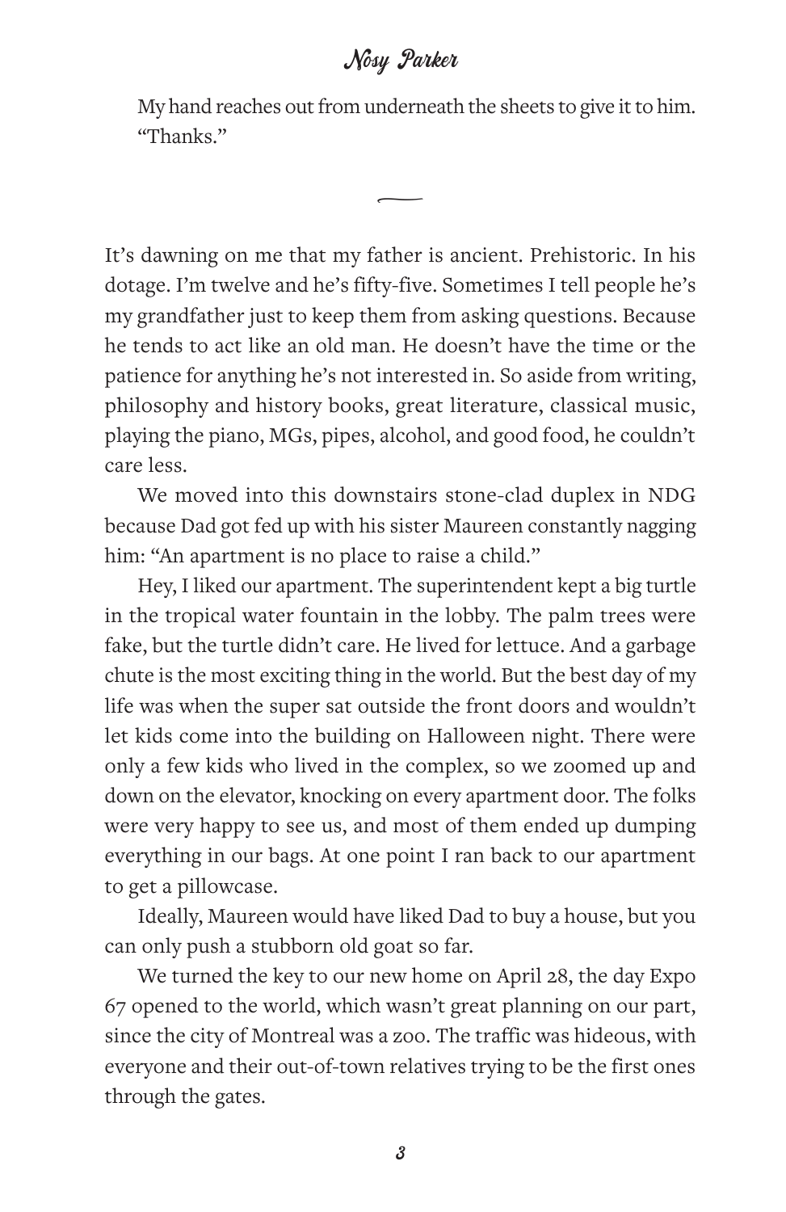My hand reaches out from underneath the sheets to give it to him. "Thanks."

---

It's dawning on me that my father is ancient. Prehistoric. In his dotage. I'm twelve and he's fifty-five. Sometimes I tell people he's my grandfather just to keep them from asking questions. Because he tends to act like an old man. He doesn't have the time or the patience for anything he's not interested in. So aside from writing, philosophy and history books, great literature, classical music, playing the piano, MGs, pipes, alcohol, and good food, he couldn't care less.

We moved into this downstairs stone-clad duplex in NDG because Dad got fed up with his sister Maureen constantly nagging him: "An apartment is no place to raise a child."

Hey, I liked our apartment. The superintendent kept a big turtle in the tropical water fountain in the lobby. The palm trees were fake, but the turtle didn't care. He lived for lettuce. And a garbage chute is the most exciting thing in the world. But the best day of my life was when the super sat outside the front doors and wouldn't let kids come into the building on Halloween night. There were only a few kids who lived in the complex, so we zoomed up and down on the elevator, knocking on every apartment door. The folks were very happy to see us, and most of them ended up dumping everything in our bags. At one point I ran back to our apartment to get a pillowcase.

Ideally, Maureen would have liked Dad to buy a house, but you can only push a stubborn old goat so far.

We turned the key to our new home on April 28, the day Expo 67 opened to the world, which wasn't great planning on our part, since the city of Montreal was a zoo. The traffic was hideous, with everyone and their out-of-town relatives trying to be the first ones through the gates.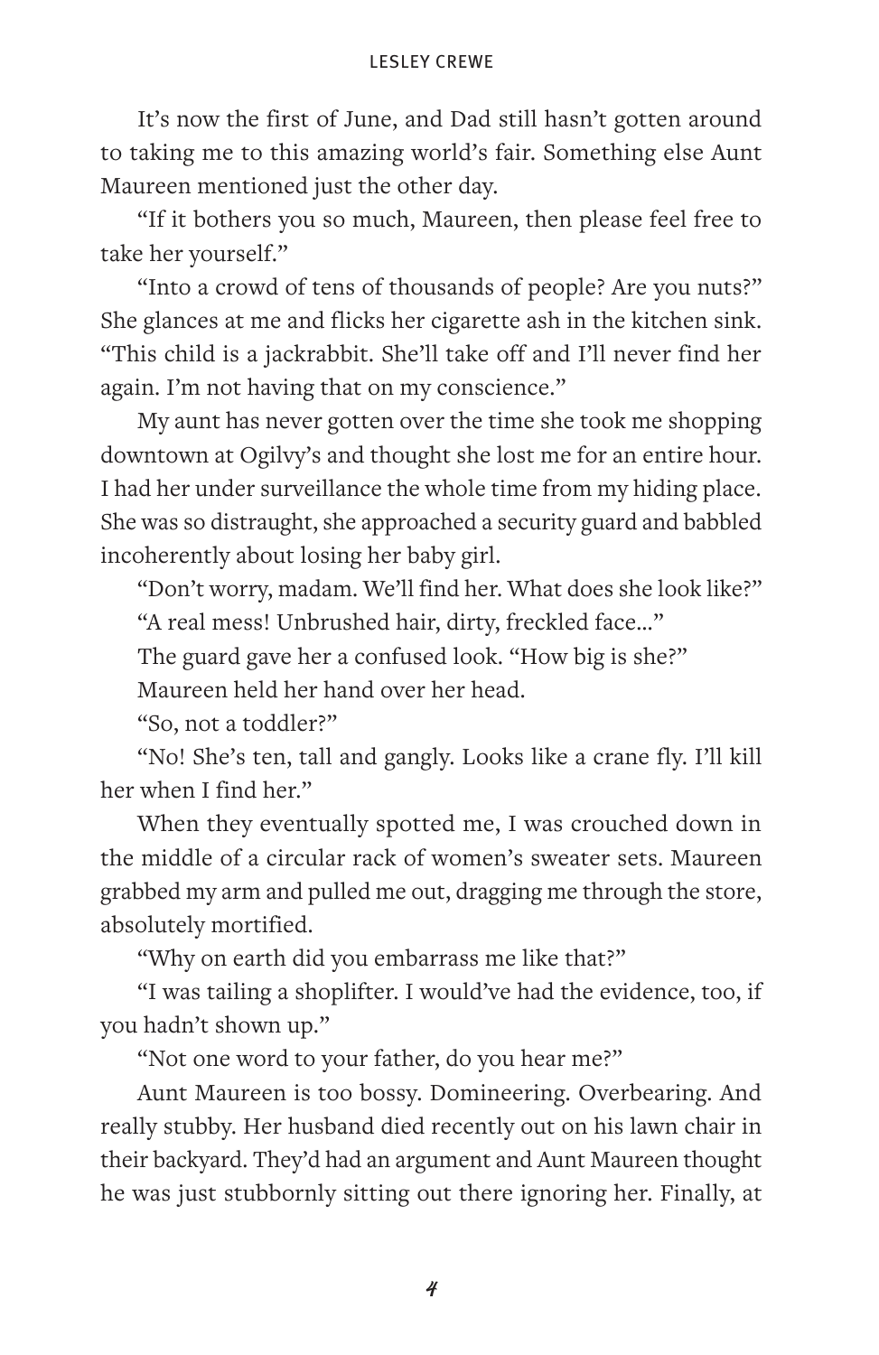It's now the first of June, and Dad still hasn't gotten around to taking me to this amazing world's fair. Something else Aunt Maureen mentioned just the other day.

"If it bothers you so much, Maureen, then please feel free to take her yourself."

"Into a crowd of tens of thousands of people? Are you nuts?" She glances at me and flicks her cigarette ash in the kitchen sink. "This child is a jackrabbit. She'll take off and I'll never find her again. I'm not having that on my conscience."

My aunt has never gotten over the time she took me shopping downtown at Ogilvy's and thought she lost me for an entire hour. I had her under surveillance the whole time from my hiding place. She was so distraught, she approached a security guard and babbled incoherently about losing her baby girl.

"Don't worry, madam. We'll find her. What does she look like?"

"A real mess! Unbrushed hair, dirty, freckled face..."

The guard gave her a confused look. "How big is she?"

Maureen held her hand over her head.

"So, not a toddler?"

"No! She's ten, tall and gangly. Looks like a crane fly. I'll kill her when I find her."

When they eventually spotted me, I was crouched down in the middle of a circular rack of women's sweater sets. Maureen grabbed my arm and pulled me out, dragging me through the store, absolutely mortified.

"Why on earth did you embarrass me like that?"

"I was tailing a shoplifter. I would've had the evidence, too, if you hadn't shown up."

"Not one word to your father, do you hear me?"

Aunt Maureen is too bossy. Domineering. Overbearing. And really stubby. Her husband died recently out on his lawn chair in their backyard. They'd had an argument and Aunt Maureen thought he was just stubbornly sitting out there ignoring her. Finally, at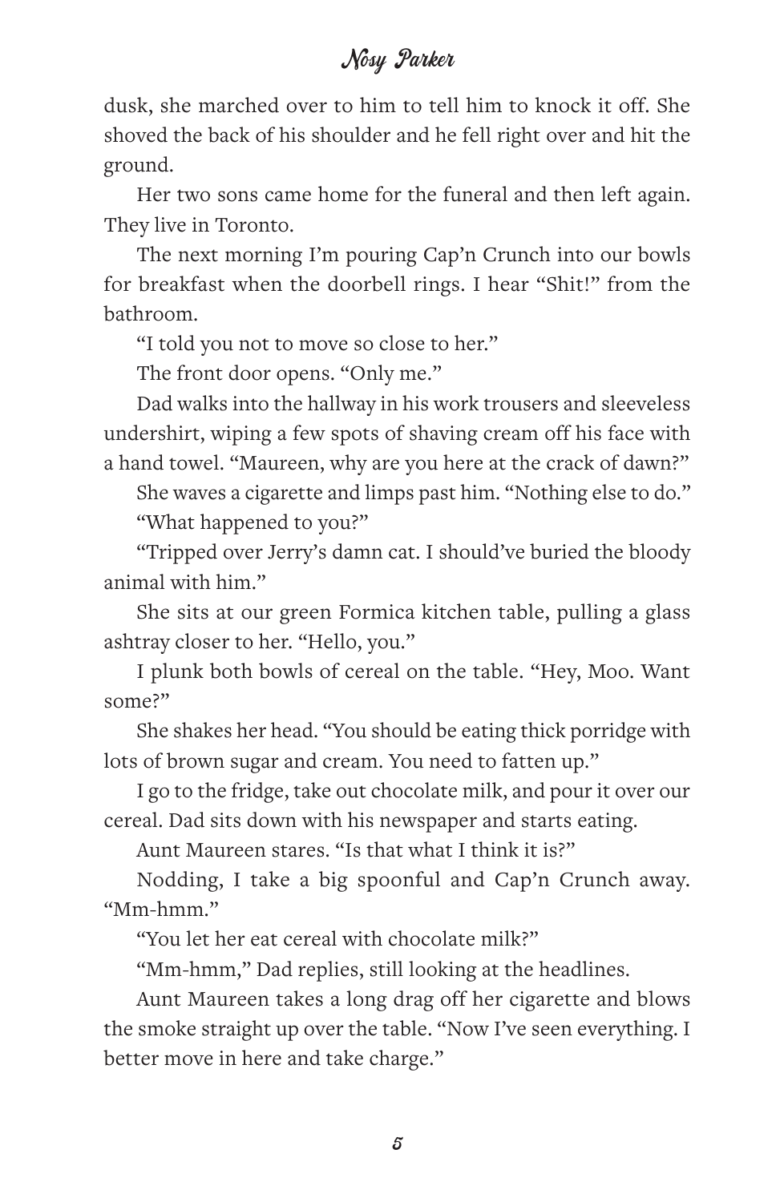dusk, she marched over to him to tell him to knock it off. She shoved the back of his shoulder and he fell right over and hit the ground.

Her two sons came home for the funeral and then left again. They live in Toronto.

The next morning I'm pouring Cap'n Crunch into our bowls for breakfast when the doorbell rings. I hear "Shit!" from the bathroom.

"I told you not to move so close to her."

The front door opens. "Only me."

Dad walks into the hallway in his work trousers and sleeveless undershirt, wiping a few spots of shaving cream off his face with a hand towel. "Maureen, why are you here at the crack of dawn?"

She waves a cigarette and limps past him. "Nothing else to do."

"What happened to you?"

"Tripped over Jerry's damn cat. I should've buried the bloody animal with him."

She sits at our green Formica kitchen table, pulling a glass ashtray closer to her. "Hello, you."

I plunk both bowls of cereal on the table. "Hey, Moo. Want some?"

She shakes her head. "You should be eating thick porridge with lots of brown sugar and cream. You need to fatten up."

I go to the fridge, take out chocolate milk, and pour it over our cereal. Dad sits down with his newspaper and starts eating.

Aunt Maureen stares. "Is that what I think it is?"

Nodding, I take a big spoonful and Cap'n Crunch away. "Mm-hmm."

"You let her eat cereal with chocolate milk?"

"Mm-hmm," Dad replies, still looking at the headlines.

Aunt Maureen takes a long drag off her cigarette and blows the smoke straight up over the table. "Now I've seen everything. I better move in here and take charge."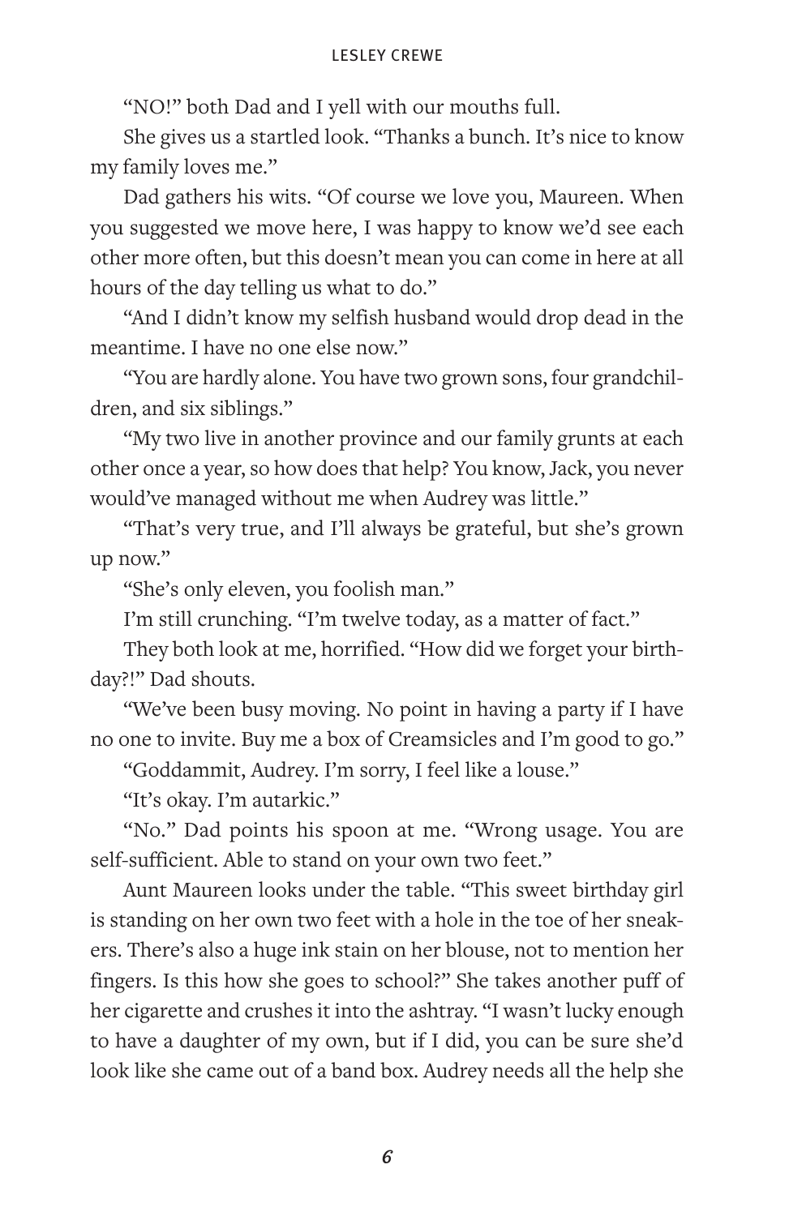"NO!" both Dad and I yell with our mouths full.

She gives us a startled look. "Thanks a bunch. It's nice to know my family loves me."

Dad gathers his wits. "Of course we love you, Maureen. When you suggested we move here, I was happy to know we'd see each other more often, but this doesn't mean you can come in here at all hours of the day telling us what to do."

"And I didn't know my selfish husband would drop dead in the meantime. I have no one else now."

"You are hardly alone. You have two grown sons, four grandchildren, and six siblings."

"My two live in another province and our family grunts at each other once a year, so how does that help? You know, Jack, you never would've managed without me when Audrey was little."

"That's very true, and I'll always be grateful, but she's grown up now."

"She's only eleven, you foolish man."

I'm still crunching. "I'm twelve today, as a matter of fact."

They both look at me, horrified. "How did we forget your birthday?!" Dad shouts.

"We've been busy moving. No point in having a party if I have no one to invite. Buy me a box of Creamsicles and I'm good to go."

"Goddammit, Audrey. I'm sorry, I feel like a louse."

"It's okay. I'm autarkic."

"No." Dad points his spoon at me. "Wrong usage. You are self-sufficient. Able to stand on your own two feet."

Aunt Maureen looks under the table. "This sweet birthday girl is standing on her own two feet with a hole in the toe of her sneakers. There's also a huge ink stain on her blouse, not to mention her fingers. Is this how she goes to school?" She takes another puff of her cigarette and crushes it into the ashtray. "I wasn't lucky enough to have a daughter of my own, but if I did, you can be sure she'd look like she came out of a band box. Audrey needs all the help she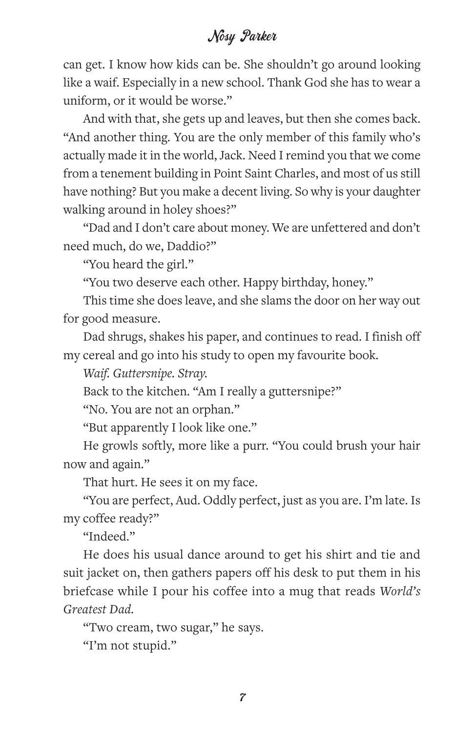can get. I know how kids can be. She shouldn't go around looking like a waif. Especially in a new school. Thank God she has to wear a uniform, or it would be worse."

And with that, she gets up and leaves, but then she comes back. "And another thing. You are the only member of this family who's actually made it in the world, Jack. Need I remind you that we come from a tenement building in Point Saint Charles, and most of us still have nothing? But you make a decent living. So why is your daughter walking around in holey shoes?"

"Dad and I don't care about money. We are unfettered and don't need much, do we, Daddio?"

"You heard the girl."

"You two deserve each other. Happy birthday, honey."

This time she does leave, and she slams the door on her way out for good measure.

Dad shrugs, shakes his paper, and continues to read. I finish off my cereal and go into his study to open my favourite book.

*Waif. Guttersnipe. Stray.*

Back to the kitchen. "Am I really a guttersnipe?"

"No. You are not an orphan."

"But apparently I look like one."

He growls softly, more like a purr. "You could brush your hair now and again."

That hurt. He sees it on my face.

"You are perfect, Aud. Oddly perfect, just as you are. I'm late. Is my coffee ready?"

"Indeed."

He does his usual dance around to get his shirt and tie and suit jacket on, then gathers papers off his desk to put them in his briefcase while I pour his coffee into a mug that reads *World's Greatest Dad.*

"Two cream, two sugar," he says.

"I'm not stupid."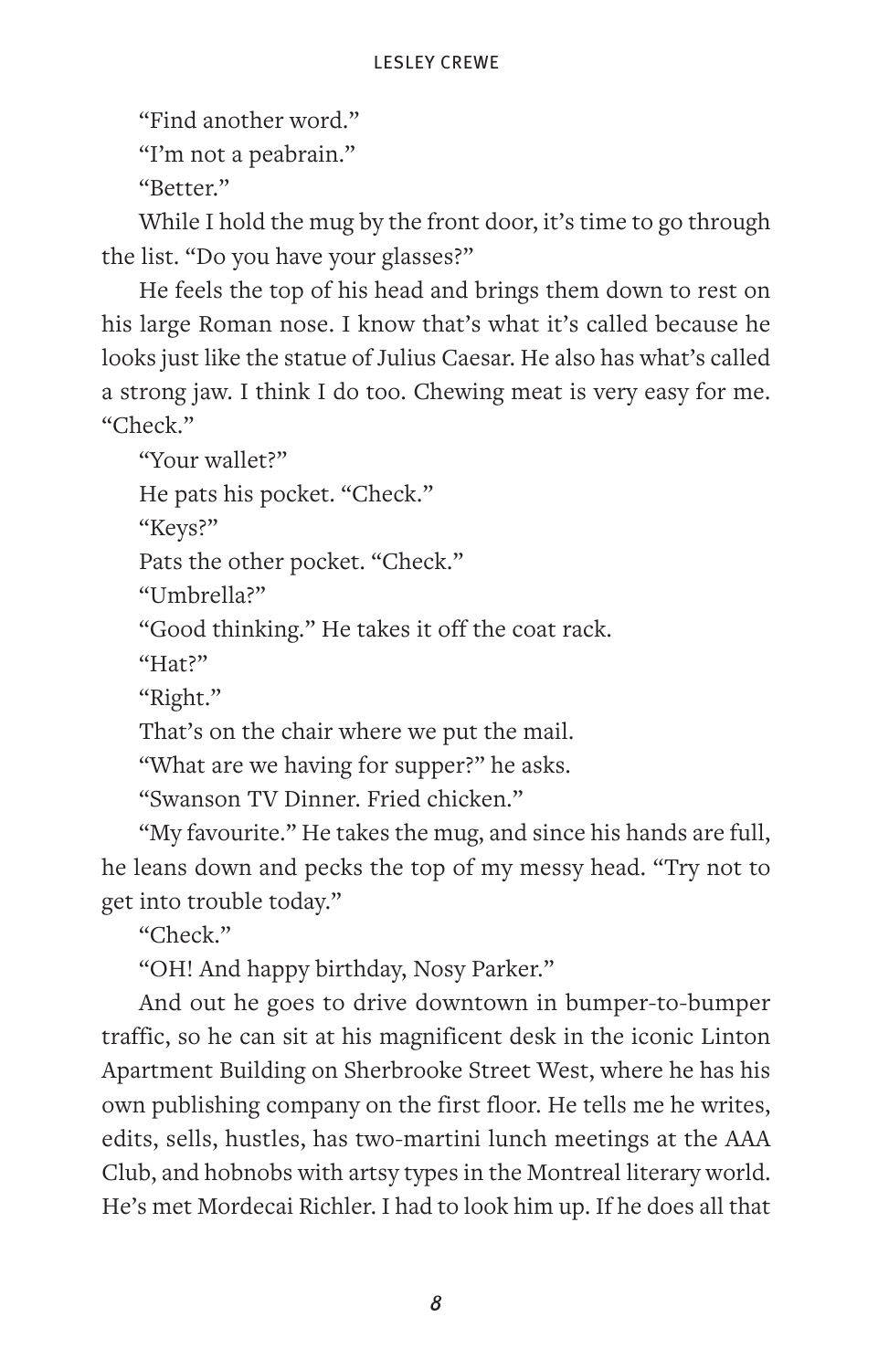"Find another word."

"I'm not a peabrain."

"Better."

While I hold the mug by the front door, it's time to go through the list. "Do you have your glasses?"

He feels the top of his head and brings them down to rest on his large Roman nose. I know that's what it's called because he looks just like the statue of Julius Caesar. He also has what's called a strong jaw. I think I do too. Chewing meat is very easy for me. "Check."

"Your wallet?"

He pats his pocket. "Check."

"Keys?"

Pats the other pocket. "Check."

"Umbrella?"

"Good thinking." He takes it off the coat rack.

"Hat?"

"Right."

That's on the chair where we put the mail.

"What are we having for supper?" he asks.

"Swanson TV Dinner. Fried chicken."

"My favourite." He takes the mug, and since his hands are full, he leans down and pecks the top of my messy head. "Try not to get into trouble today."

"Check."

"OH! And happy birthday, Nosy Parker."

And out he goes to drive downtown in bumper-to-bumper traffic, so he can sit at his magnificent desk in the iconic Linton Apartment Building on Sherbrooke Street West, where he has his own publishing company on the first floor. He tells me he writes, edits, sells, hustles, has two-martini lunch meetings at the AAA Club, and hobnobs with artsy types in the Montreal literary world. He's met Mordecai Richler. I had to look him up. If he does all that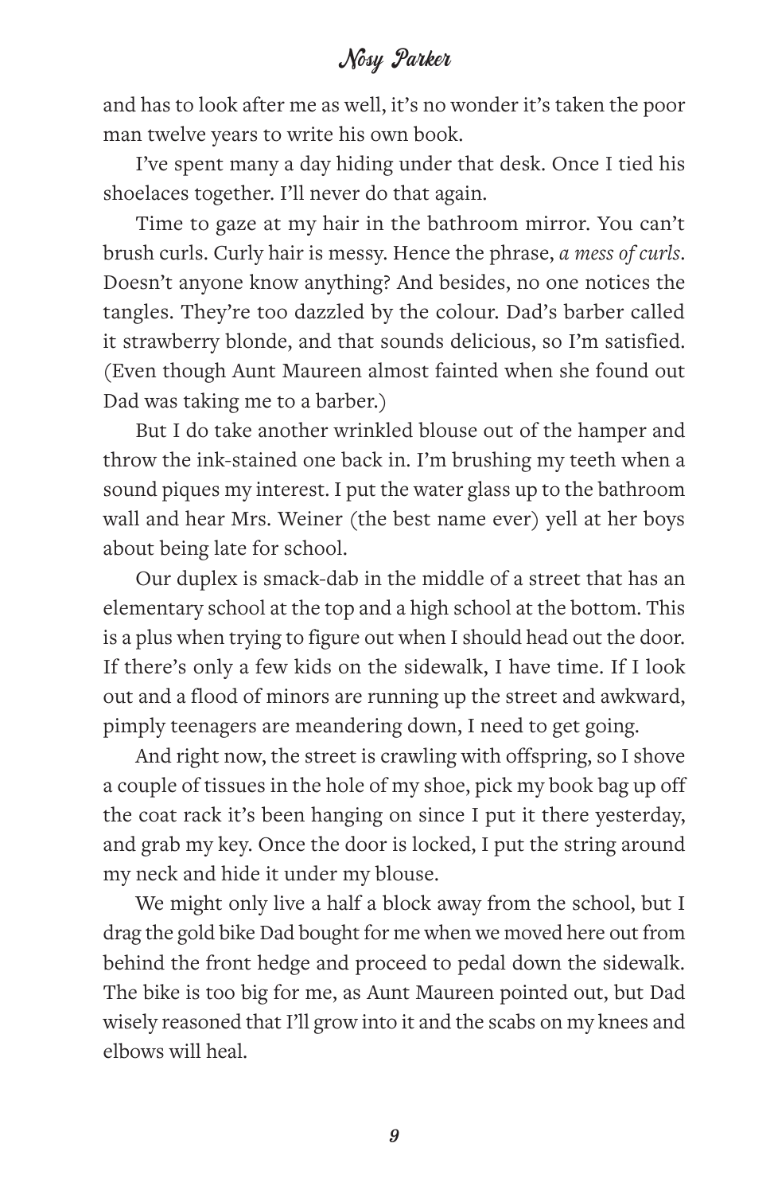and has to look after me as well, it's no wonder it's taken the poor man twelve years to write his own book.

I've spent many a day hiding under that desk. Once I tied his shoelaces together. I'll never do that again.

Time to gaze at my hair in the bathroom mirror. You can't brush curls. Curly hair is messy. Hence the phrase, *a mess of curls*. Doesn't anyone know anything? And besides, no one notices the tangles. They're too dazzled by the colour. Dad's barber called it strawberry blonde, and that sounds delicious, so I'm satisfied. (Even though Aunt Maureen almost fainted when she found out Dad was taking me to a barber.)

But I do take another wrinkled blouse out of the hamper and throw the ink-stained one back in. I'm brushing my teeth when a sound piques my interest. I put the water glass up to the bathroom wall and hear Mrs. Weiner (the best name ever) yell at her boys about being late for school.

Our duplex is smack-dab in the middle of a street that has an elementary school at the top and a high school at the bottom. This is a plus when trying to figure out when I should head out the door. If there's only a few kids on the sidewalk, I have time. If I look out and a flood of minors are running up the street and awkward, pimply teenagers are meandering down, I need to get going.

And right now, the street is crawling with offspring, so I shove a couple of tissues in the hole of my shoe, pick my book bag up off the coat rack it's been hanging on since I put it there yesterday, and grab my key. Once the door is locked, I put the string around my neck and hide it under my blouse.

We might only live a half a block away from the school, but I drag the gold bike Dad bought for me when we moved here out from behind the front hedge and proceed to pedal down the sidewalk. The bike is too big for me, as Aunt Maureen pointed out, but Dad wisely reasoned that I'll grow into it and the scabs on my knees and elbows will heal.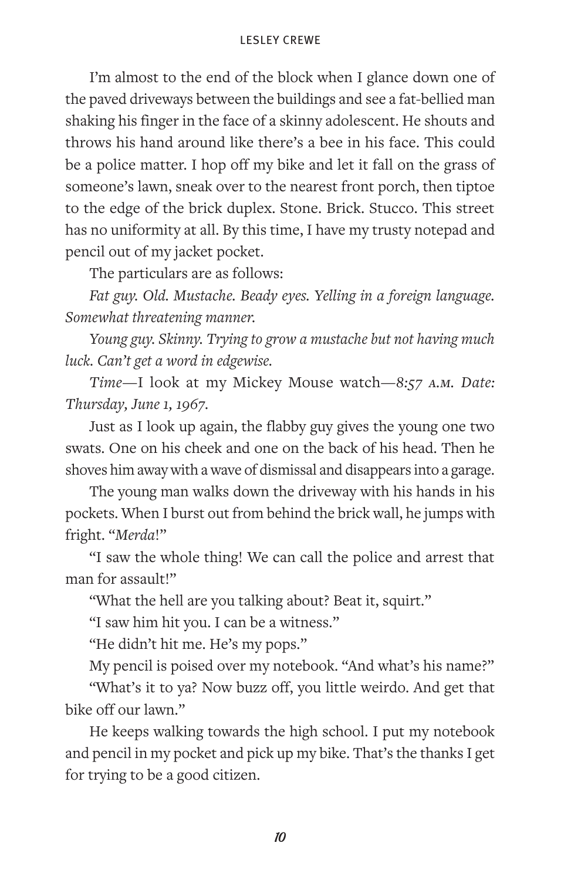I'm almost to the end of the block when I glance down one of the paved driveways between the buildings and see a fat-bellied man shaking his finger in the face of a skinny adolescent. He shouts and throws his hand around like there's a bee in his face. This could be a police matter. I hop off my bike and let it fall on the grass of someone's lawn, sneak over to the nearest front porch, then tiptoe to the edge of the brick duplex. Stone. Brick. Stucco. This street has no uniformity at all. By this time, I have my trusty notepad and pencil out of my jacket pocket.

The particulars are as follows:

*Fat guy. Old. Mustache. Beady eyes. Yelling in a foreign language. Somewhat threatening manner.*

*Young guy. Skinny. Trying to grow a mustache but not having much luck. Can't get a word in edgewise.*

*Time*—I look at my Mickey Mouse watch—*8:57 A.M. Date: Thursday, June 1, 1967.*

Just as I look up again, the flabby guy gives the young one two swats. One on his cheek and one on the back of his head. Then he shoves him away with a wave of dismissal and disappears into a garage.

The young man walks down the driveway with his hands in his pockets. When I burst out from behind the brick wall, he jumps with fright. "*Merda*!"

"I saw the whole thing! We can call the police and arrest that man for assault!"

"What the hell are you talking about? Beat it, squirt."

"I saw him hit you. I can be a witness."

"He didn't hit me. He's my pops."

My pencil is poised over my notebook. "And what's his name?"

"What's it to ya? Now buzz off, you little weirdo. And get that bike off our lawn."

He keeps walking towards the high school. I put my notebook and pencil in my pocket and pick up my bike. That's the thanks I get for trying to be a good citizen.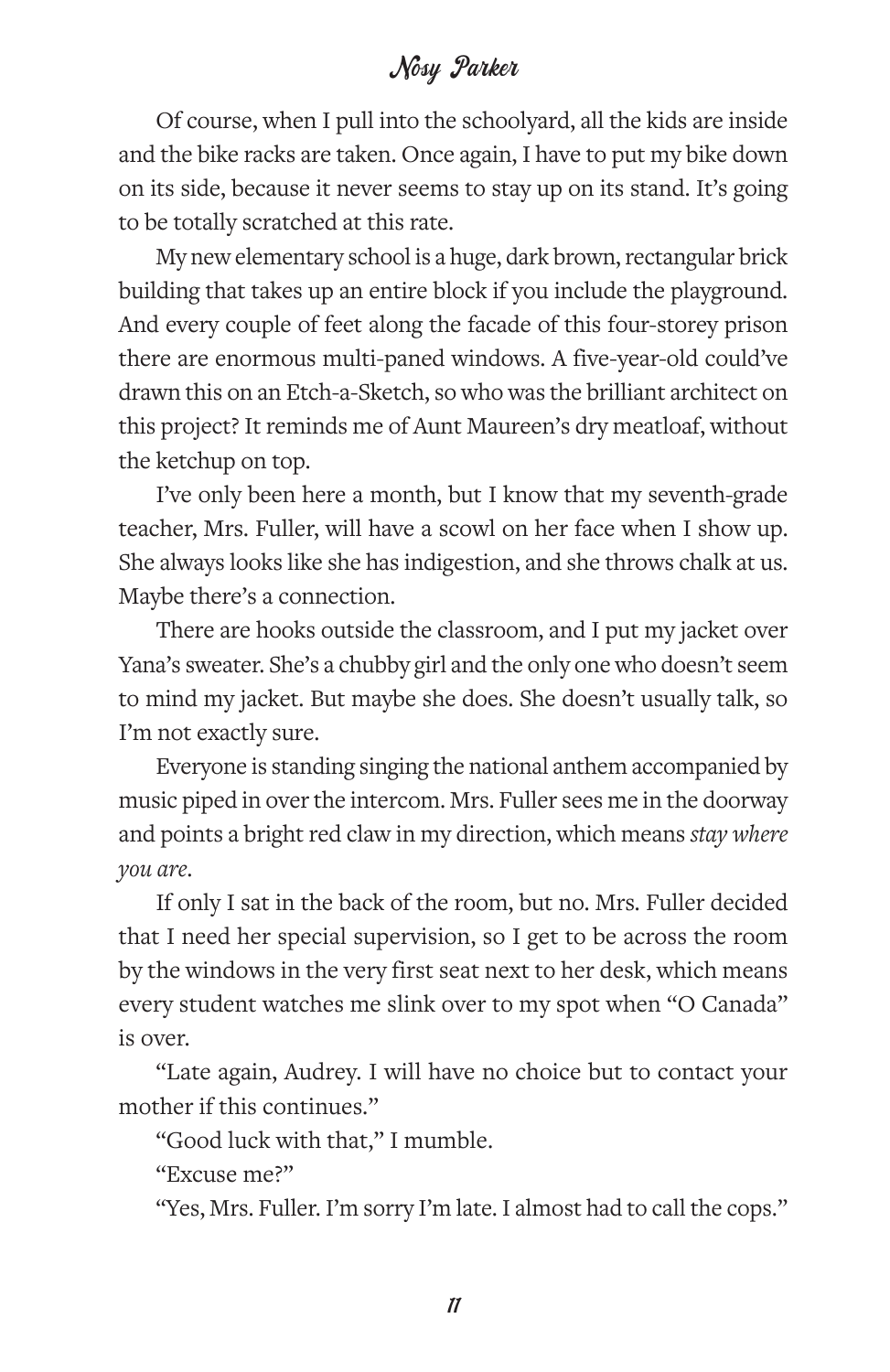Of course, when I pull into the schoolyard, all the kids are inside and the bike racks are taken. Once again, I have to put my bike down on its side, because it never seems to stay up on its stand. It's going to be totally scratched at this rate.

My new elementary school is a huge, dark brown, rectangular brick building that takes up an entire block if you include the playground. And every couple of feet along the facade of this four-storey prison there are enormous multi-paned windows. A five-year-old could've drawn this on an Etch-a-Sketch, so who was the brilliant architect on this project? It reminds me of Aunt Maureen's dry meatloaf, without the ketchup on top.

I've only been here a month, but I know that my seventh-grade teacher, Mrs. Fuller, will have a scowl on her face when I show up. She always looks like she has indigestion, and she throws chalk at us. Maybe there's a connection.

There are hooks outside the classroom, and I put my jacket over Yana's sweater. She's a chubby girl and the only one who doesn't seem to mind my jacket. But maybe she does. She doesn't usually talk, so I'm not exactly sure.

Everyone is standing singing the national anthem accompanied by music piped in over the intercom. Mrs. Fuller sees me in the doorway and points a bright red claw in my direction, which means *stay where you are*.

If only I sat in the back of the room, but no. Mrs. Fuller decided that I need her special supervision, so I get to be across the room by the windows in the very first seat next to her desk, which means every student watches me slink over to my spot when "O Canada" is over.

"Late again, Audrey. I will have no choice but to contact your mother if this continues."

"Good luck with that," I mumble.

"Excuse me?"

"Yes, Mrs. Fuller. I'm sorry I'm late. I almost had to call the cops."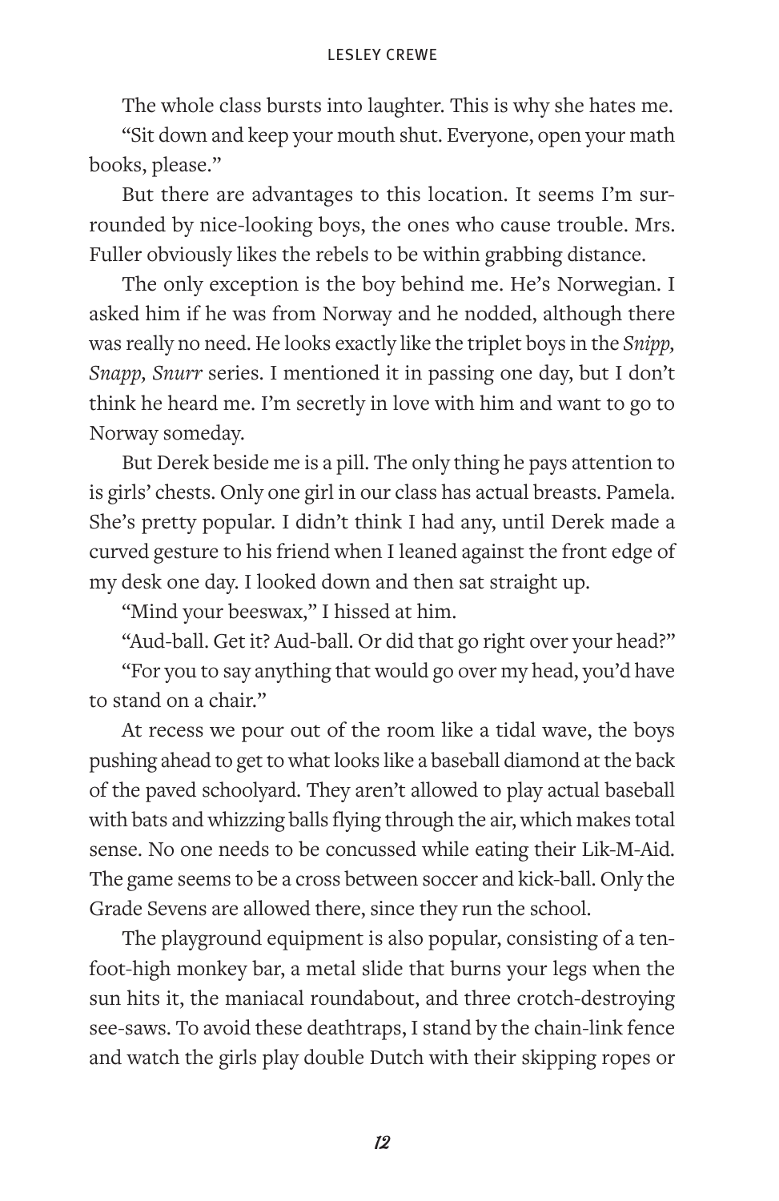The whole class bursts into laughter. This is why she hates me.

"Sit down and keep your mouth shut. Everyone, open your math books, please."

But there are advantages to this location. It seems I'm surrounded by nice-looking boys, the ones who cause trouble. Mrs. Fuller obviously likes the rebels to be within grabbing distance.

The only exception is the boy behind me. He's Norwegian. I asked him if he was from Norway and he nodded, although there was really no need. He looks exactly like the triplet boys in the *Snipp, Snapp, Snurr* series. I mentioned it in passing one day, but I don't think he heard me. I'm secretly in love with him and want to go to Norway someday.

But Derek beside me is a pill. The only thing he pays attention to is girls' chests. Only one girl in our class has actual breasts. Pamela. She's pretty popular. I didn't think I had any, until Derek made a curved gesture to his friend when I leaned against the front edge of my desk one day. I looked down and then sat straight up.

"Mind your beeswax," I hissed at him.

"Aud-ball. Get it? Aud-ball. Or did that go right over your head?"

"For you to say anything that would go over my head, you'd have to stand on a chair."

At recess we pour out of the room like a tidal wave, the boys pushing ahead to get to what looks like a baseball diamond at the back of the paved schoolyard. They aren't allowed to play actual baseball with bats and whizzing balls flying through the air, which makes total sense. No one needs to be concussed while eating their Lik-M-Aid. The game seems to be a cross between soccer and kick-ball. Only the Grade Sevens are allowed there, since they run the school.

The playground equipment is also popular, consisting of a ten-foot-high monkey bar, a metal slide that burns your legs when the sun hits it, the maniacal roundabout, and three crotch-destroying see-saws. To avoid these deathtraps, I stand by the chain-link fence and watch the girls play double Dutch with their skipping ropes or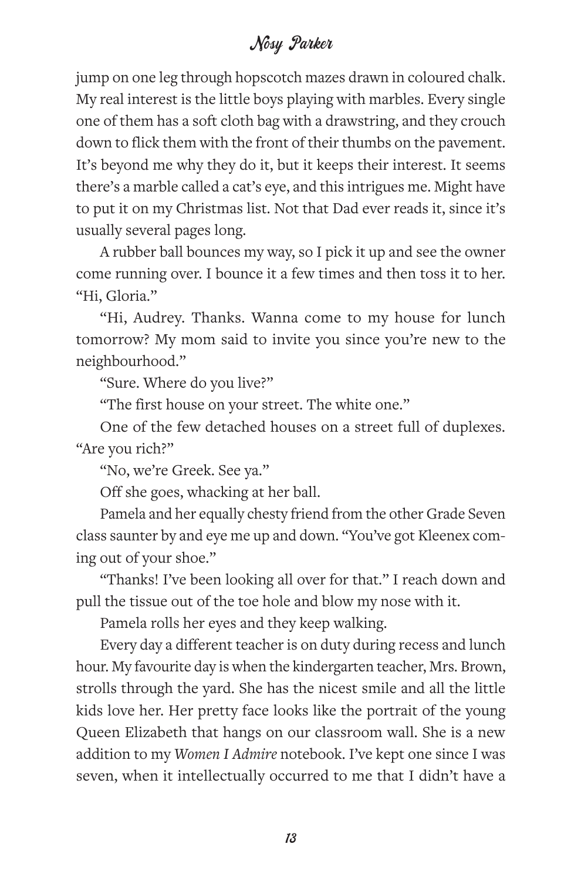jump on one leg through hopscotch mazes drawn in coloured chalk. My real interest is the little boys playing with marbles. Every single one of them has a soft cloth bag with a drawstring, and they crouch down to flick them with the front of their thumbs on the pavement. It's beyond me why they do it, but it keeps their interest. It seems there's a marble called a cat's eye, and this intrigues me. Might have to put it on my Christmas list. Not that Dad ever reads it, since it's usually several pages long.

A rubber ball bounces my way, so I pick it up and see the owner come running over. I bounce it a few times and then toss it to her. "Hi, Gloria."

"Hi, Audrey. Thanks. Wanna come to my house for lunch tomorrow? My mom said to invite you since you're new to the neighbourhood."

"Sure. Where do you live?"

"The first house on your street. The white one."

One of the few detached houses on a street full of duplexes. "Are you rich?"

"No, we're Greek. See ya."

Off she goes, whacking at her ball.

Pamela and her equally chesty friend from the other Grade Seven class saunter by and eye me up and down. "You've got Kleenex coming out of your shoe."

"Thanks! I've been looking all over for that." I reach down and pull the tissue out of the toe hole and blow my nose with it.

Pamela rolls her eyes and they keep walking.

Every day a different teacher is on duty during recess and lunch hour. My favourite day is when the kindergarten teacher, Mrs. Brown, strolls through the yard. She has the nicest smile and all the little kids love her. Her pretty face looks like the portrait of the young Queen Elizabeth that hangs on our classroom wall. She is a new addition to my *Women I Admire* notebook. I've kept one since I was seven, when it intellectually occurred to me that I didn't have a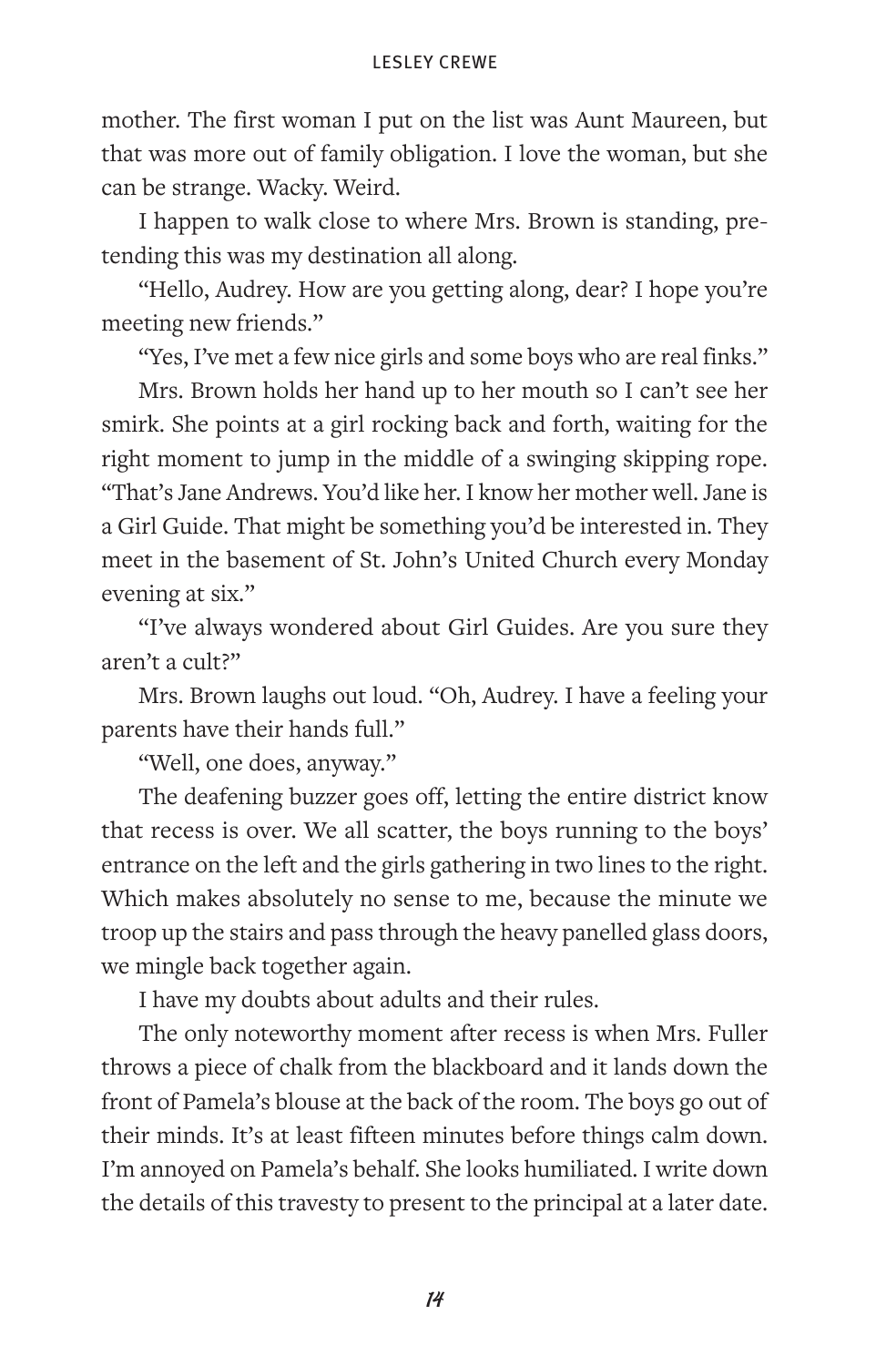mother. The first woman I put on the list was Aunt Maureen, but that was more out of family obligation. I love the woman, but she can be strange. Wacky. Weird.

I happen to walk close to where Mrs. Brown is standing, pretending this was my destination all along.

"Hello, Audrey. How are you getting along, dear? I hope you're meeting new friends."

"Yes, I've met a few nice girls and some boys who are real finks."

Mrs. Brown holds her hand up to her mouth so I can't see her smirk. She points at a girl rocking back and forth, waiting for the right moment to jump in the middle of a swinging skipping rope. "That's Jane Andrews. You'd like her. I know her mother well. Jane is a Girl Guide. That might be something you'd be interested in. They meet in the basement of St. John's United Church every Monday evening at six."

"I've always wondered about Girl Guides. Are you sure they aren't a cult?"

Mrs. Brown laughs out loud. "Oh, Audrey. I have a feeling your parents have their hands full."

"Well, one does, anyway."

The deafening buzzer goes off, letting the entire district know that recess is over. We all scatter, the boys running to the boys' entrance on the left and the girls gathering in two lines to the right. Which makes absolutely no sense to me, because the minute we troop up the stairs and pass through the heavy panelled glass doors, we mingle back together again.

I have my doubts about adults and their rules.

The only noteworthy moment after recess is when Mrs. Fuller throws a piece of chalk from the blackboard and it lands down the front of Pamela's blouse at the back of the room. The boys go out of their minds. It's at least fifteen minutes before things calm down. I'm annoyed on Pamela's behalf. She looks humiliated. I write down the details of this travesty to present to the principal at a later date.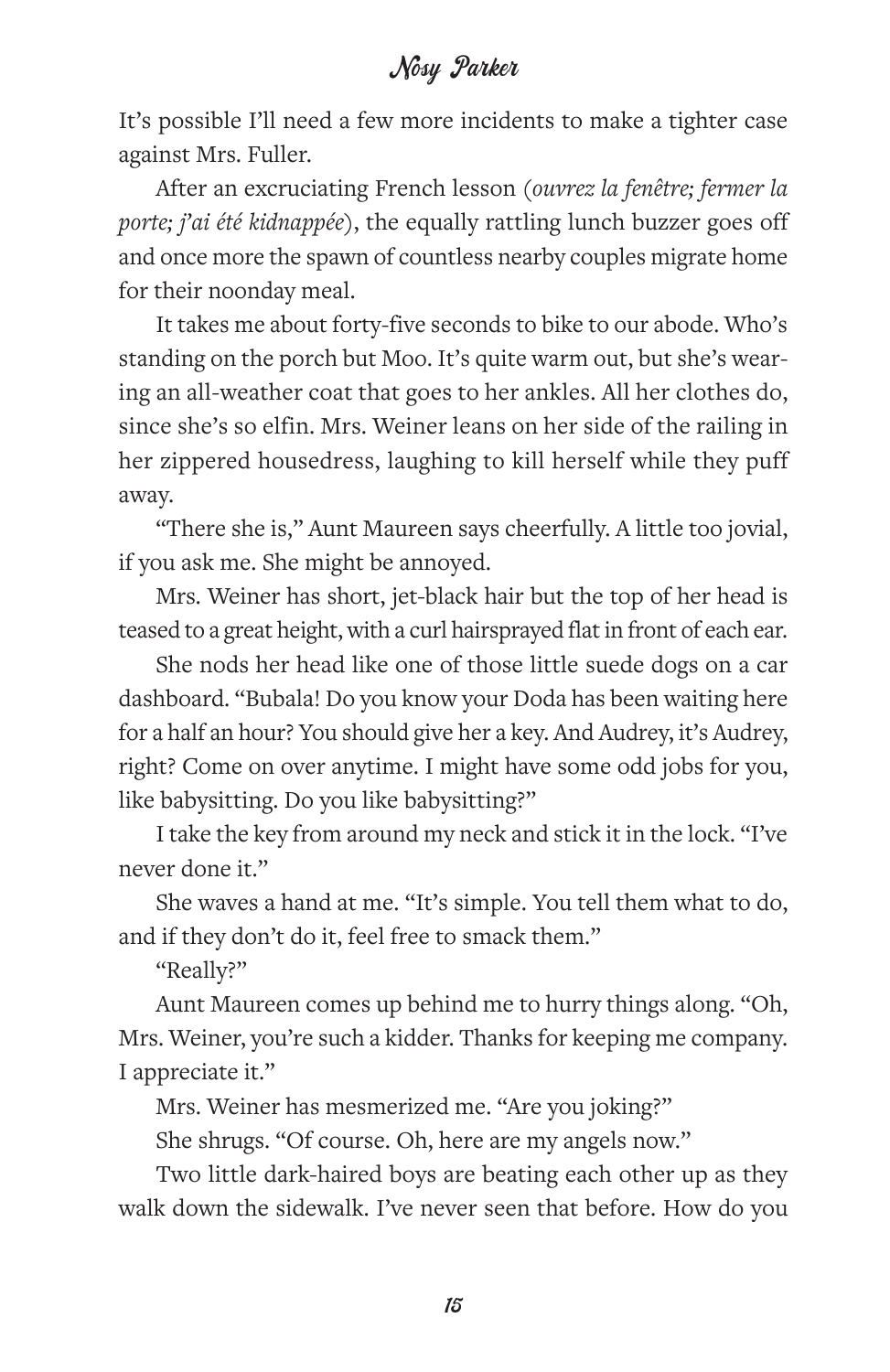It's possible I'll need a few more incidents to make a tighter case against Mrs. Fuller.

After an excruciating French lesson (*ouvrez la fenêtre; fermer la porte; j'ai été kidnappée*), the equally rattling lunch buzzer goes off and once more the spawn of countless nearby couples migrate home for their noonday meal.

It takes me about forty-five seconds to bike to our abode. Who's standing on the porch but Moo. It's quite warm out, but she's wearing an all-weather coat that goes to her ankles. All her clothes do, since she's so elfin. Mrs. Weiner leans on her side of the railing in her zippered housedress, laughing to kill herself while they puff away.

"There she is," Aunt Maureen says cheerfully. A little too jovial, if you ask me. She might be annoyed.

Mrs. Weiner has short, jet-black hair but the top of her head is teased to a great height, with a curl hairsprayed flat in front of each ear.

She nods her head like one of those little suede dogs on a car dashboard. "Bubala! Do you know your Doda has been waiting here for a half an hour? You should give her a key. And Audrey, it's Audrey, right? Come on over anytime. I might have some odd jobs for you, like babysitting. Do you like babysitting?"

I take the key from around my neck and stick it in the lock. "I've never done it."

She waves a hand at me. "It's simple. You tell them what to do, and if they don't do it, feel free to smack them."

"Really?"

Aunt Maureen comes up behind me to hurry things along. "Oh, Mrs. Weiner, you're such a kidder. Thanks for keeping me company. I appreciate it."

Mrs. Weiner has mesmerized me. "Are you joking?"

She shrugs. "Of course. Oh, here are my angels now."

Two little dark-haired boys are beating each other up as they walk down the sidewalk. I've never seen that before. How do you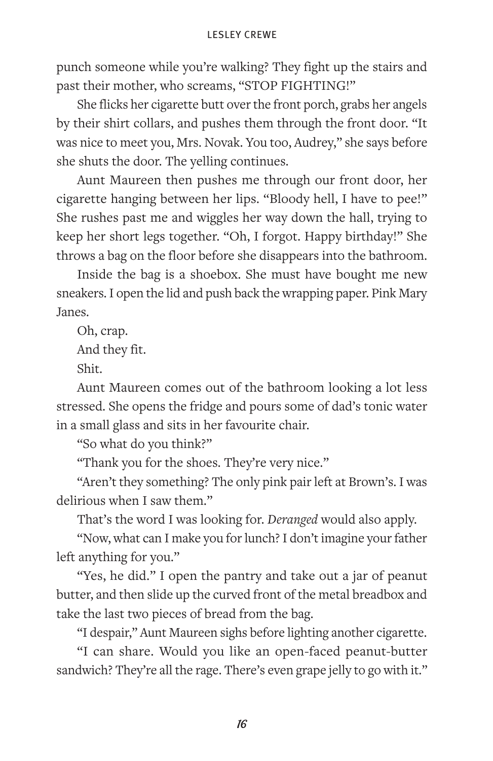punch someone while you're walking? They fight up the stairs and past their mother, who screams, "STOP FIGHTING!"

She flicks her cigarette butt over the front porch, grabs her angels by their shirt collars, and pushes them through the front door. "It was nice to meet you, Mrs. Novak. You too, Audrey," she says before she shuts the door. The yelling continues.

Aunt Maureen then pushes me through our front door, her cigarette hanging between her lips. "Bloody hell, I have to pee!" She rushes past me and wiggles her way down the hall, trying to keep her short legs together. "Oh, I forgot. Happy birthday!" She throws a bag on the floor before she disappears into the bathroom.

Inside the bag is a shoebox. She must have bought me new sneakers. I open the lid and push back the wrapping paper. Pink Mary Janes.

Oh, crap.

And they fit.

Shit.

Aunt Maureen comes out of the bathroom looking a lot less stressed. She opens the fridge and pours some of dad's tonic water in a small glass and sits in her favourite chair.

"So what do you think?"

"Thank you for the shoes. They're very nice."

"Aren't they something? The only pink pair left at Brown's. I was delirious when I saw them."

That's the word I was looking for. *Deranged* would also apply.

"Now, what can I make you for lunch? I don't imagine your father left anything for you."

"Yes, he did." I open the pantry and take out a jar of peanut butter, and then slide up the curved front of the metal breadbox and take the last two pieces of bread from the bag.

"I despair," Aunt Maureen sighs before lighting another cigarette.

"I can share. Would you like an open-faced peanut-butter sandwich? They're all the rage. There's even grape jelly to go with it."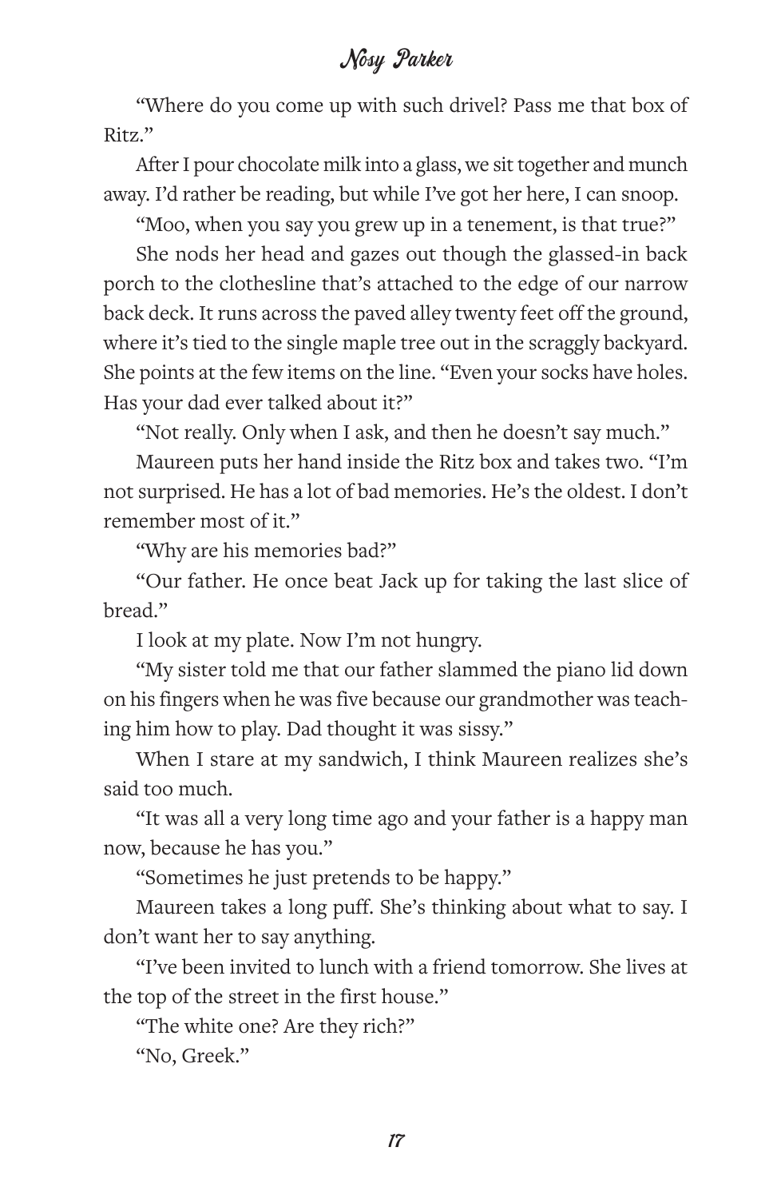"Where do you come up with such drivel? Pass me that box of Ritz."

After I pour chocolate milk into a glass, we sit together and munch away. I'd rather be reading, but while I've got her here, I can snoop.

"Moo, when you say you grew up in a tenement, is that true?"

She nods her head and gazes out though the glassed-in back porch to the clothesline that's attached to the edge of our narrow back deck. It runs across the paved alley twenty feet off the ground, where it's tied to the single maple tree out in the scraggly backyard. She points at the few items on the line. "Even your socks have holes. Has your dad ever talked about it?"

"Not really. Only when I ask, and then he doesn't say much."

Maureen puts her hand inside the Ritz box and takes two. "I'm not surprised. He has a lot of bad memories. He's the oldest. I don't remember most of it."

"Why are his memories bad?"

"Our father. He once beat Jack up for taking the last slice of bread."

I look at my plate. Now I'm not hungry.

"My sister told me that our father slammed the piano lid down on his fingers when he was five because our grandmother was teaching him how to play. Dad thought it was sissy."

When I stare at my sandwich, I think Maureen realizes she's said too much.

"It was all a very long time ago and your father is a happy man now, because he has you."

"Sometimes he just pretends to be happy."

Maureen takes a long puff. She's thinking about what to say. I don't want her to say anything.

"I've been invited to lunch with a friend tomorrow. She lives at the top of the street in the first house."

"The white one? Are they rich?"

"No, Greek."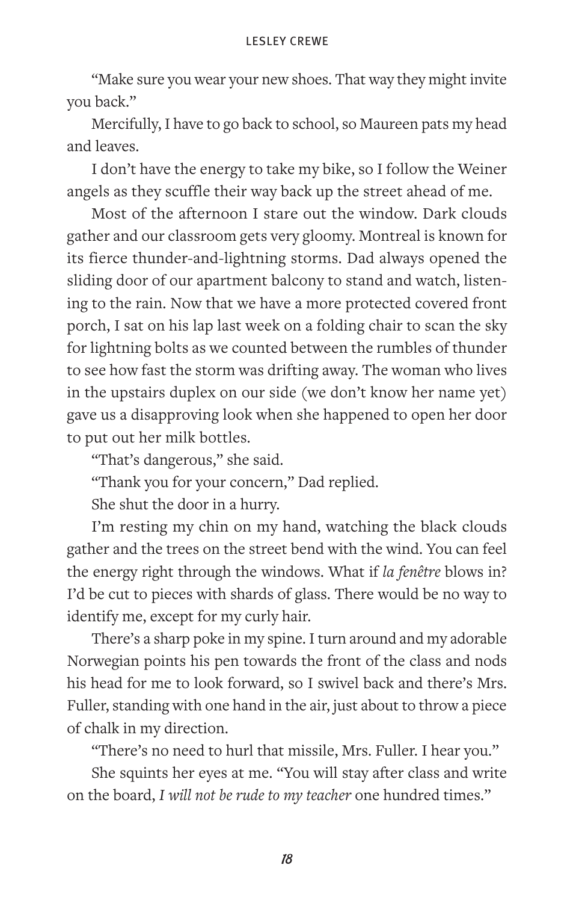"Make sure you wear your new shoes. That way they might invite you back."

Mercifully, I have to go back to school, so Maureen pats my head and leaves.

I don't have the energy to take my bike, so I follow the Weiner angels as they scuffle their way back up the street ahead of me.

Most of the afternoon I stare out the window. Dark clouds gather and our classroom gets very gloomy. Montreal is known for its fierce thunder-and-lightning storms. Dad always opened the sliding door of our apartment balcony to stand and watch, listening to the rain. Now that we have a more protected covered front porch, I sat on his lap last week on a folding chair to scan the sky for lightning bolts as we counted between the rumbles of thunder to see how fast the storm was drifting away. The woman who lives in the upstairs duplex on our side (we don't know her name yet) gave us a disapproving look when she happened to open her door to put out her milk bottles.

"That's dangerous," she said.

"Thank you for your concern," Dad replied.

She shut the door in a hurry.

I'm resting my chin on my hand, watching the black clouds gather and the trees on the street bend with the wind. You can feel the energy right through the windows. What if *la fenêtre* blows in? I'd be cut to pieces with shards of glass. There would be no way to identify me, except for my curly hair.

There's a sharp poke in my spine. I turn around and my adorable Norwegian points his pen towards the front of the class and nods his head for me to look forward, so I swivel back and there's Mrs. Fuller, standing with one hand in the air, just about to throw a piece of chalk in my direction.

"There's no need to hurl that missile, Mrs. Fuller. I hear you."

She squints her eyes at me. "You will stay after class and write on the board, *I will not be rude to my teacher* one hundred times."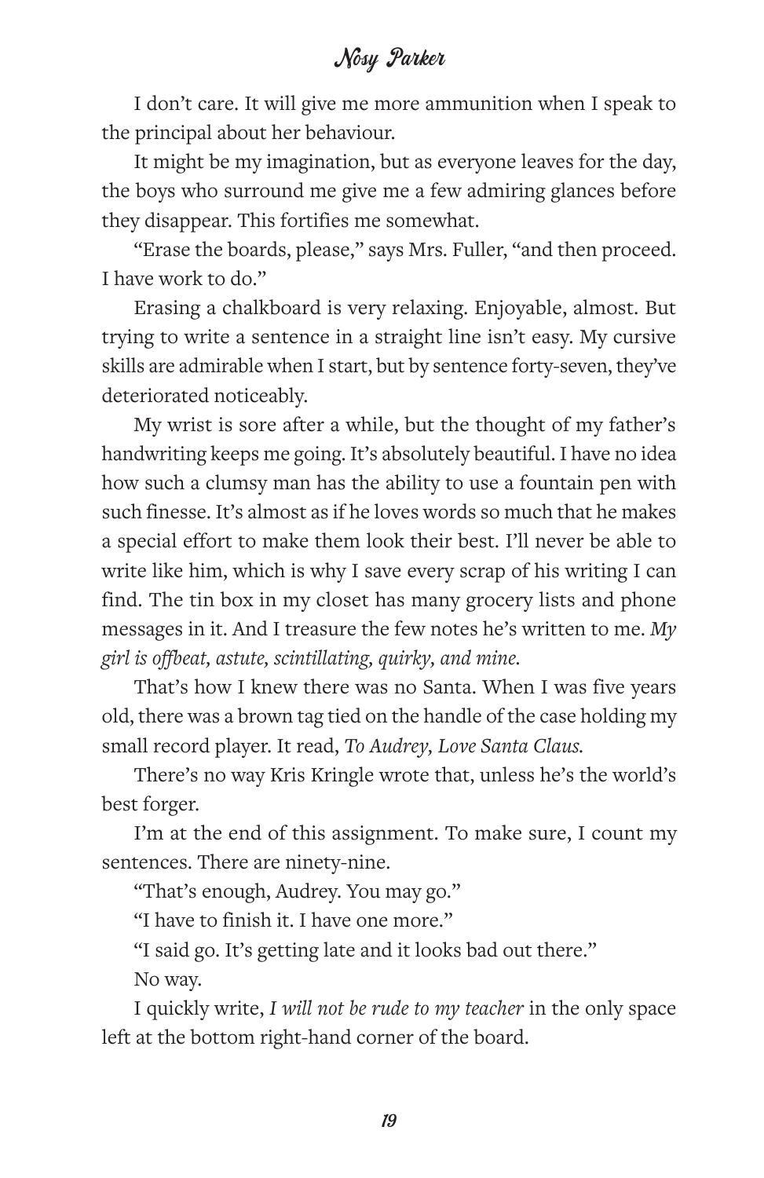I don't care. It will give me more ammunition when I speak to the principal about her behaviour.

It might be my imagination, but as everyone leaves for the day, the boys who surround me give me a few admiring glances before they disappear. This fortifies me somewhat.

"Erase the boards, please," says Mrs. Fuller, "and then proceed. I have work to do."

Erasing a chalkboard is very relaxing. Enjoyable, almost. But trying to write a sentence in a straight line isn't easy. My cursive skills are admirable when I start, but by sentence forty-seven, they've deteriorated noticeably.

My wrist is sore after a while, but the thought of my father's handwriting keeps me going. It's absolutely beautiful. I have no idea how such a clumsy man has the ability to use a fountain pen with such finesse. It's almost as if he loves words so much that he makes a special effort to make them look their best. I'll never be able to write like him, which is why I save every scrap of his writing I can find. The tin box in my closet has many grocery lists and phone messages in it. And I treasure the few notes he's written to me. *My girl is offbeat, astute, scintillating, quirky, and mine.*

That's how I knew there was no Santa. When I was five years old, there was a brown tag tied on the handle of the case holding my small record player. It read, *To Audrey, Love Santa Claus.*

There's no way Kris Kringle wrote that, unless he's the world's best forger.

I'm at the end of this assignment. To make sure, I count my sentences. There are ninety-nine.

"That's enough, Audrey. You may go."

"I have to finish it. I have one more."

"I said go. It's getting late and it looks bad out there."

No way.

I quickly write, *I will not be rude to my teacher* in the only space left at the bottom right-hand corner of the board.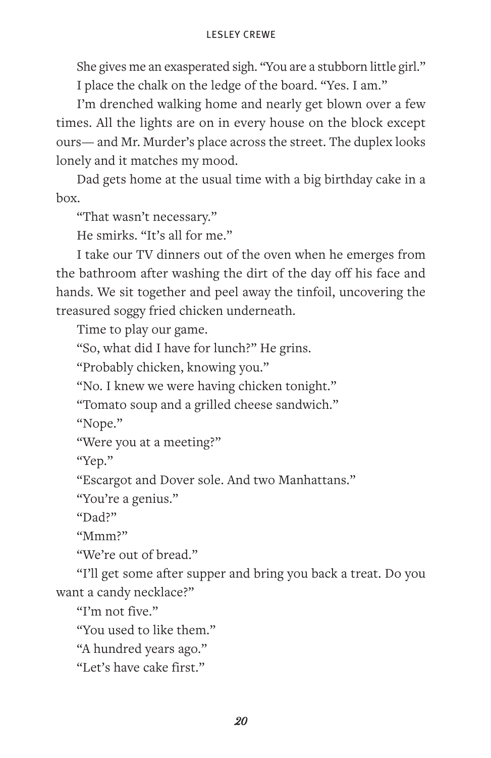She gives me an exasperated sigh. "You are a stubborn little girl."

I place the chalk on the ledge of the board. "Yes. I am."

I'm drenched walking home and nearly get blown over a few times. All the lights are on in every house on the block except ours— and Mr. Murder's place across the street. The duplex looks lonely and it matches my mood.

Dad gets home at the usual time with a big birthday cake in a box.

"That wasn't necessary."

He smirks. "It's all for me."

I take our TV dinners out of the oven when he emerges from the bathroom after washing the dirt of the day off his face and hands. We sit together and peel away the tinfoil, uncovering the treasured soggy fried chicken underneath.

Time to play our game.

"So, what did I have for lunch?" He grins.

"Probably chicken, knowing you."

"No. I knew we were having chicken tonight."

"Tomato soup and a grilled cheese sandwich."

"Nope."

"Were you at a meeting?"

"Yep."

"Escargot and Dover sole. And two Manhattans."

"You're a genius."

"Dad?"

"Mmm?"

"We're out of bread."

"I'll get some after supper and bring you back a treat. Do you want a candy necklace?"

"I'm not five."

"You used to like them."

"A hundred years ago."

"Let's have cake first."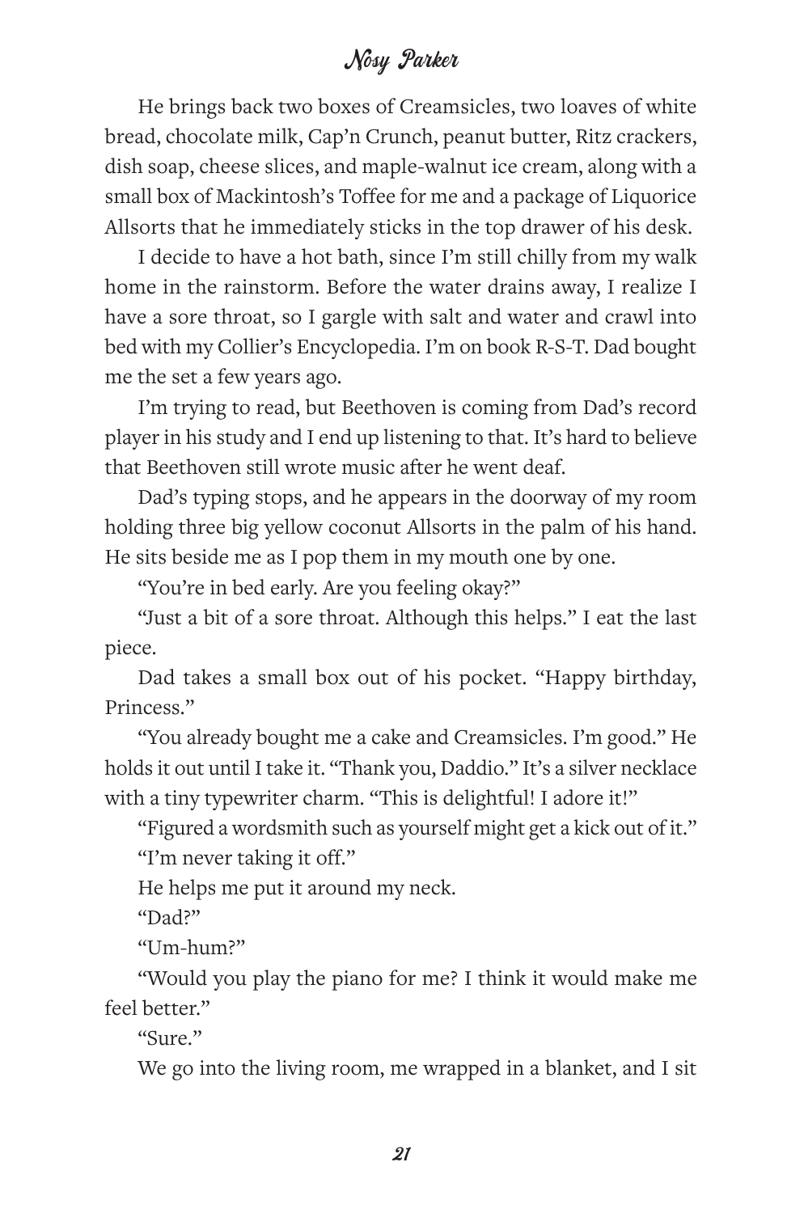He brings back two boxes of Creamsicles, two loaves of white bread, chocolate milk, Cap'n Crunch, peanut butter, Ritz crackers, dish soap, cheese slices, and maple-walnut ice cream, along with a small box of Mackintosh's Toffee for me and a package of Liquorice Allsorts that he immediately sticks in the top drawer of his desk.

I decide to have a hot bath, since I'm still chilly from my walk home in the rainstorm. Before the water drains away, I realize I have a sore throat, so I gargle with salt and water and crawl into bed with my Collier's Encyclopedia. I'm on book R-S-T. Dad bought me the set a few years ago.

I'm trying to read, but Beethoven is coming from Dad's record player in his study and I end up listening to that. It's hard to believe that Beethoven still wrote music after he went deaf.

Dad's typing stops, and he appears in the doorway of my room holding three big yellow coconut Allsorts in the palm of his hand. He sits beside me as I pop them in my mouth one by one.

"You're in bed early. Are you feeling okay?"

"Just a bit of a sore throat. Although this helps." I eat the last piece.

Dad takes a small box out of his pocket. "Happy birthday, Princess."

"You already bought me a cake and Creamsicles. I'm good." He holds it out until I take it. "Thank you, Daddio." It's a silver necklace with a tiny typewriter charm. "This is delightful! I adore it!"

"Figured a wordsmith such as yourself might get a kick out of it."

"I'm never taking it off."

He helps me put it around my neck.

"Dad?"

"Um-hum?"

"Would you play the piano for me? I think it would make me feel better."

"Sure."

We go into the living room, me wrapped in a blanket, and I sit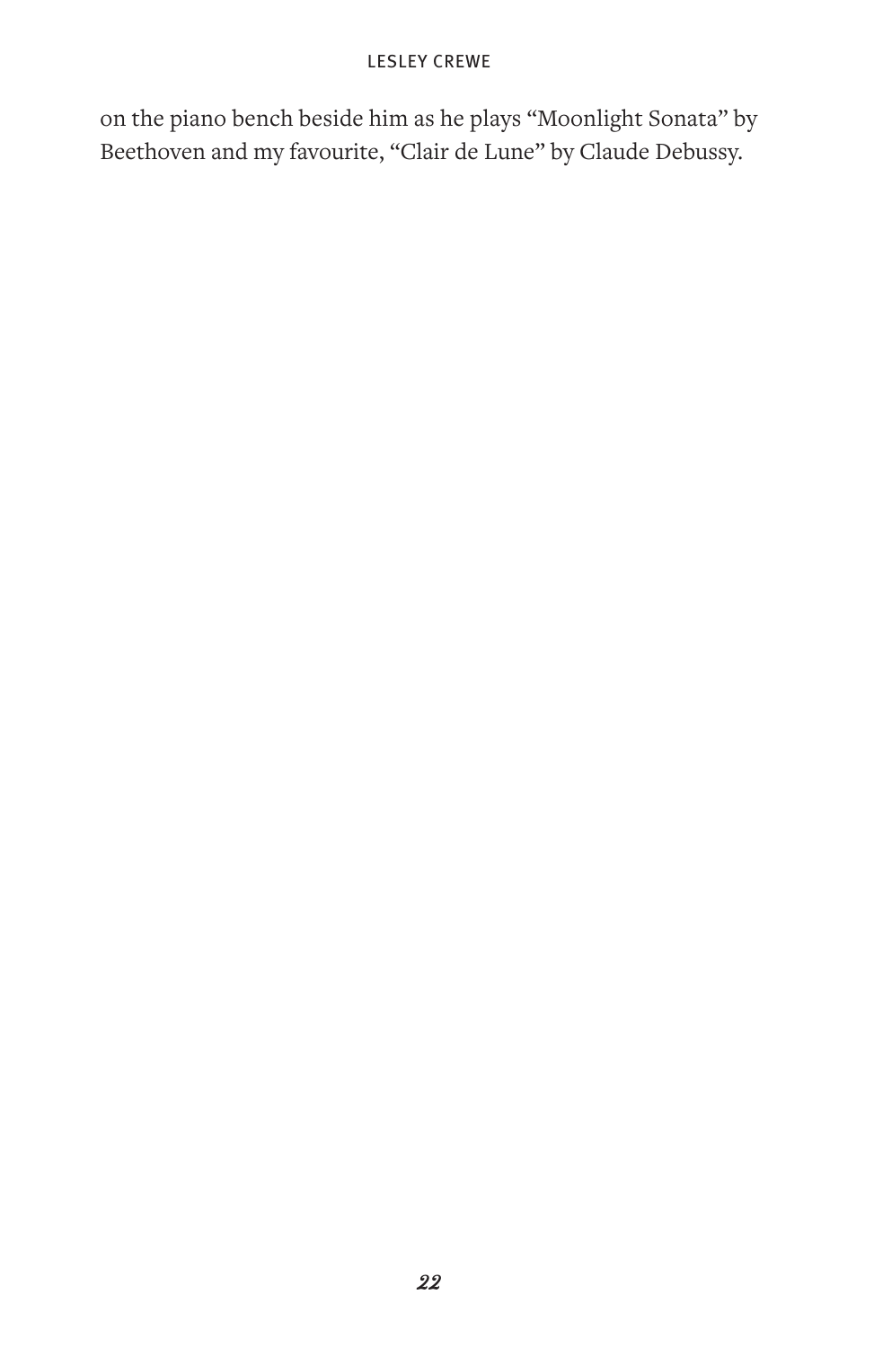on the piano bench beside him as he plays "Moonlight Sonata" by Beethoven and my favourite, "Clair de Lune" by Claude Debussy.